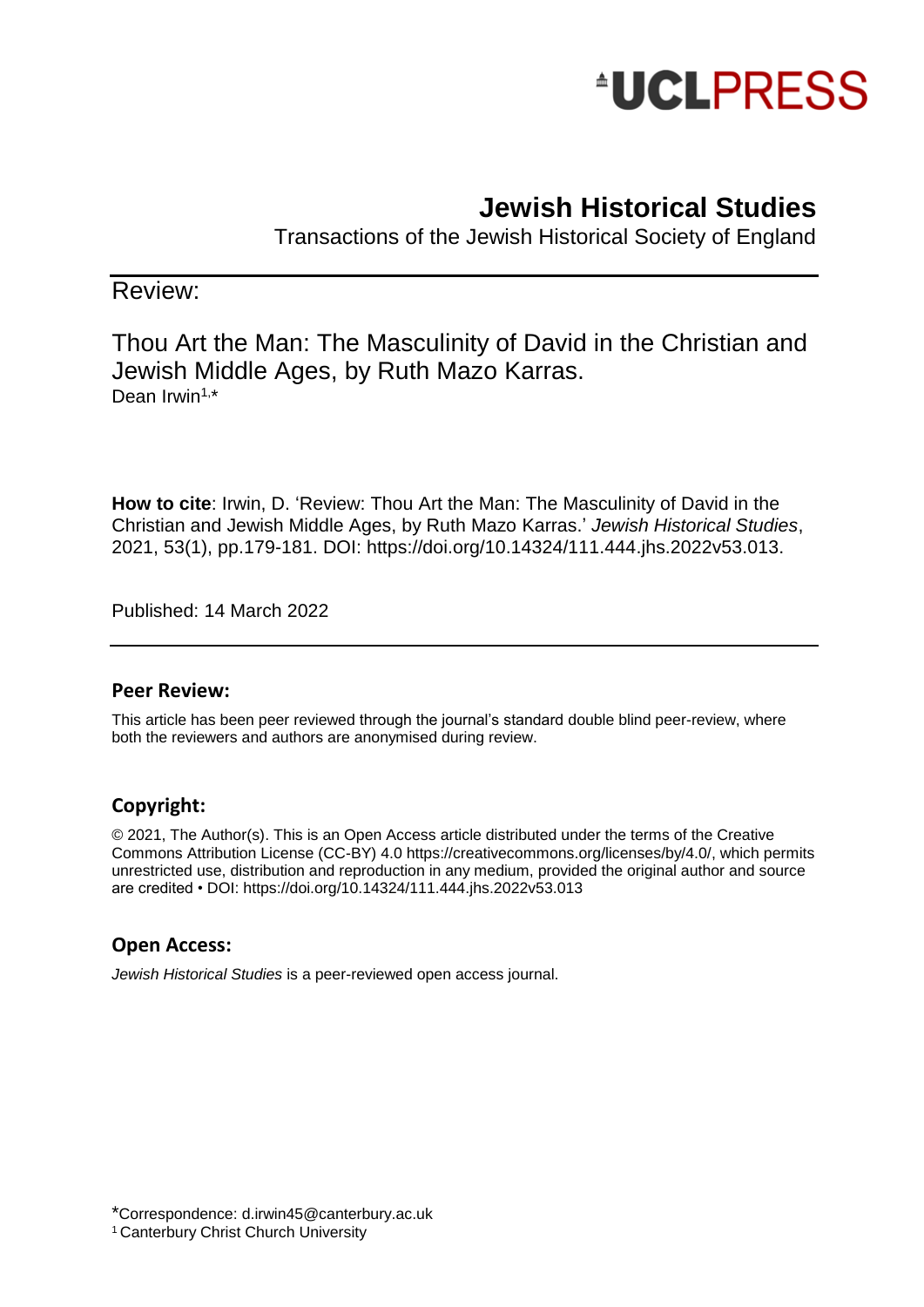UCLPRESS

# Jewish Historical Studies

Transactions of the Jewish Historical Society of England

Review:

## Thou Art the Man: The Masculinity of David in the Christian and Jewish Middle Ages, by Ruth Mazo Karras.

Dean Irwin[1,*]

**How to cite**: Irwin, D. 'Review: Thou Art the Man: The Masculinity of David in the Christian and Jewish Middle Ages, by Ruth Mazo Karras.' *Jewish Historical Studies*, 2021, 53(1), pp.179-181. DOI: https://doi.org/10.14324/111.444.jhs.2022v53.013.

Published: 14 March 2022

### Peer Review:

This article has been peer reviewed through the journal's standard double blind peer-review, where both the reviewers and authors are anonymised during review.

### Copyright:

© 2021, The Author(s). This is an Open Access article distributed under the terms of the Creative Commons Attribution License (CC-BY) 4.0 https://creativecommons.org/licenses/by/4.0/, which permits unrestricted use, distribution and reproduction in any medium, provided the original author and source are credited • DOI: https://doi.org/10.14324/111.444.jhs.2022v53.013

### Open Access:

*Jewish Historical Studies* is a peer-reviewed open access journal.

*Correspondence: d.irwin45@canterbury.ac.uk

[1] Canterbury Christ Church University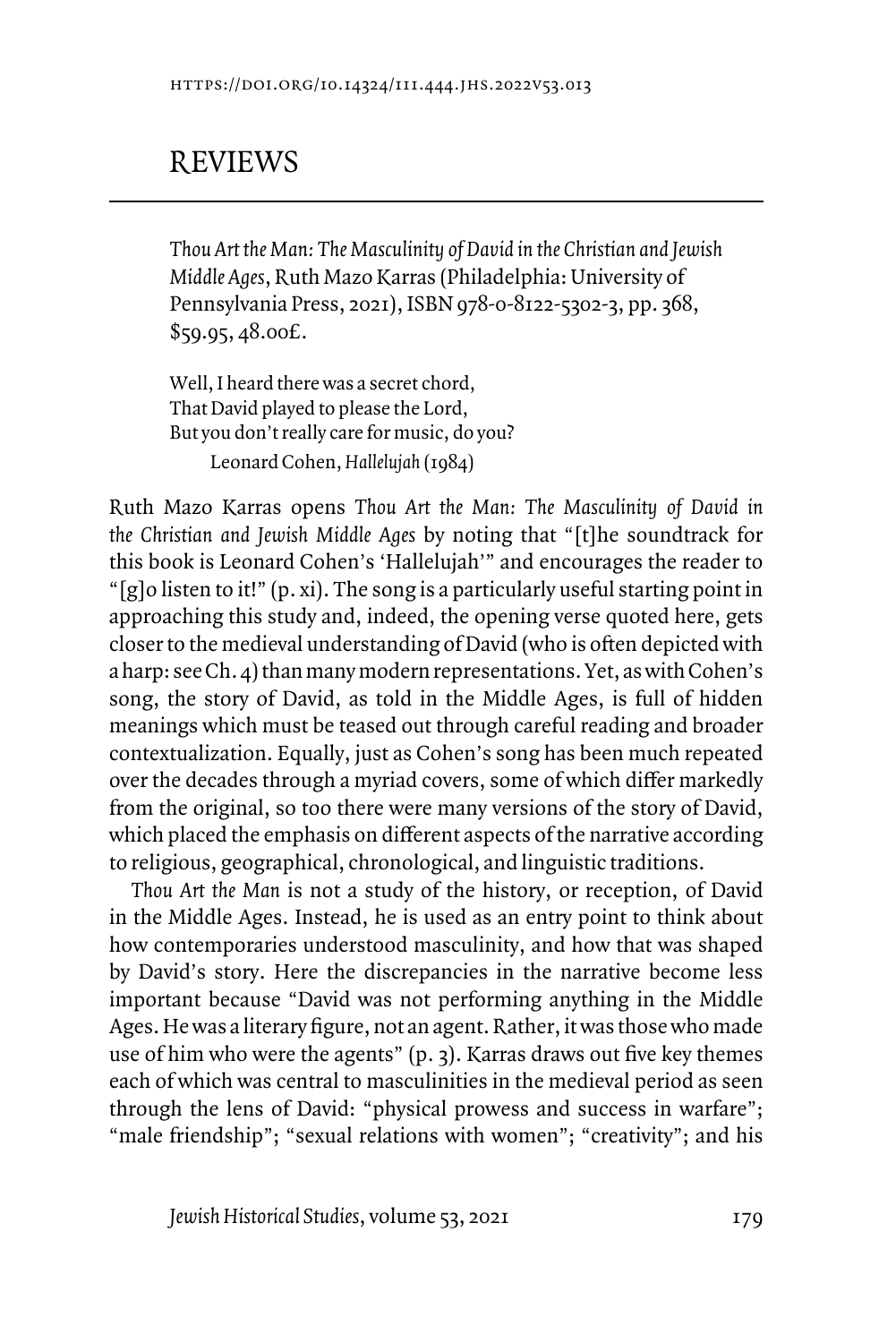https://doi.org/10.14324/111.444.jhs.2022v53.013

# REVIEWS

*Thou Art the Man: The Masculinity of David in the Christian and Jewish Middle Ages*, Ruth Mazo Karras (Philadelphia: University of Pennsylvania Press, 2021), ISBN 978-0-8122-5302-3, pp. 368, $59.95, 48.00£.

> Well, I heard there was a secret chord,
> That David played to please the Lord,
> But you don't really care for music, do you?
>
> Leonard Cohen, *Hallelujah* (1984)

Ruth Mazo Karras opens *Thou Art the Man: The Masculinity of David in the Christian and Jewish Middle Ages* by noting that "[t]he soundtrack for this book is Leonard Cohen's 'Hallelujah'" and encourages the reader to "[g]o listen to it!" (p. xi). The song is a particularly useful starting point in approaching this study and, indeed, the opening verse quoted here, gets closer to the medieval understanding of David (who is often depicted with a harp: see Ch. 4) than many modern representations. Yet, as with Cohen's song, the story of David, as told in the Middle Ages, is full of hidden meanings which must be teased out through careful reading and broader contextualization. Equally, just as Cohen's song has been much repeated over the decades through a myriad covers, some of which differ markedly from the original, so too there were many versions of the story of David, which placed the emphasis on different aspects of the narrative according to religious, geographical, chronological, and linguistic traditions.

*Thou Art the Man* is not a study of the history, or reception, of David in the Middle Ages. Instead, he is used as an entry point to think about how contemporaries understood masculinity, and how that was shaped by David's story. Here the discrepancies in the narrative become less important because "David was not performing anything in the Middle Ages. He was a literary figure, not an agent. Rather, it was those who made use of him who were the agents" (p. 3). Karras draws out five key themes each of which was central to masculinities in the medieval period as seen through the lens of David: "physical prowess and success in warfare"; "male friendship"; "sexual relations with women"; "creativity"; and his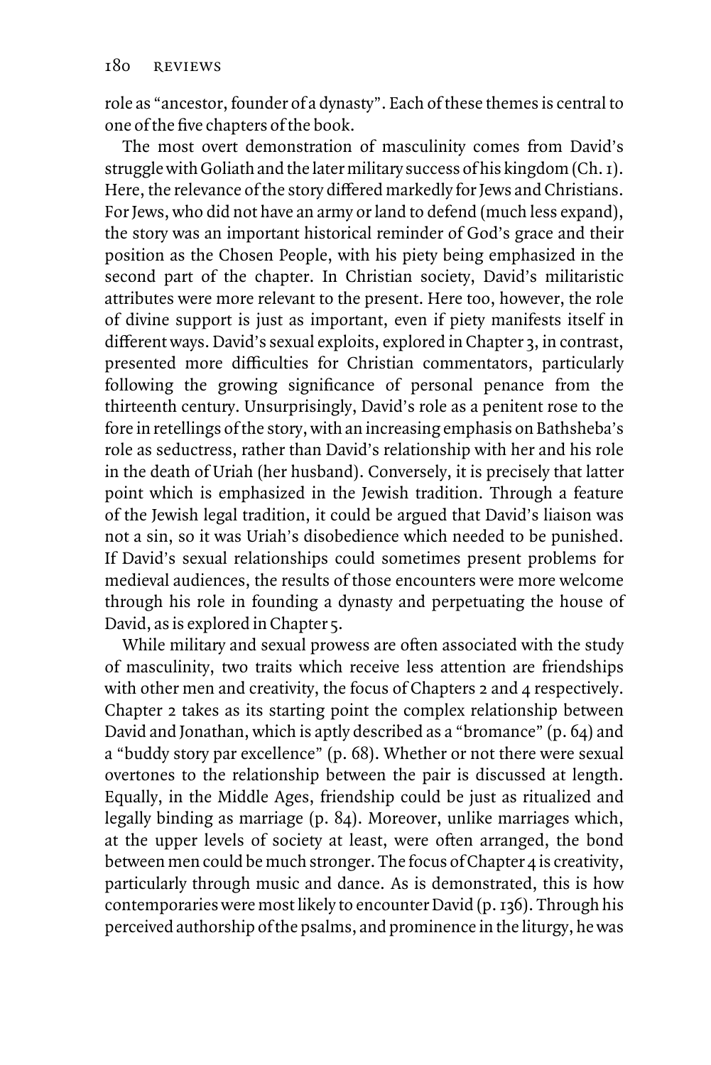role as "ancestor, founder of a dynasty". Each of these themes is central to one of the five chapters of the book.

The most overt demonstration of masculinity comes from David's struggle with Goliath and the later military success of his kingdom (Ch. 1). Here, the relevance of the story differed markedly for Jews and Christians. For Jews, who did not have an army or land to defend (much less expand), the story was an important historical reminder of God's grace and their position as the Chosen People, with his piety being emphasized in the second part of the chapter. In Christian society, David's militaristic attributes were more relevant to the present. Here too, however, the role of divine support is just as important, even if piety manifests itself in different ways. David's sexual exploits, explored in Chapter 3, in contrast, presented more difficulties for Christian commentators, particularly following the growing significance of personal penance from the thirteenth century. Unsurprisingly, David's role as a penitent rose to the fore in retellings of the story, with an increasing emphasis on Bathsheba's role as seductress, rather than David's relationship with her and his role in the death of Uriah (her husband). Conversely, it is precisely that latter point which is emphasized in the Jewish tradition. Through a feature of the Jewish legal tradition, it could be argued that David's liaison was not a sin, so it was Uriah's disobedience which needed to be punished. If David's sexual relationships could sometimes present problems for medieval audiences, the results of those encounters were more welcome through his role in founding a dynasty and perpetuating the house of David, as is explored in Chapter 5.

While military and sexual prowess are often associated with the study of masculinity, two traits which receive less attention are friendships with other men and creativity, the focus of Chapters 2 and 4 respectively. Chapter 2 takes as its starting point the complex relationship between David and Jonathan, which is aptly described as a "bromance" (p. 64) and a "buddy story par excellence" (p. 68). Whether or not there were sexual overtones to the relationship between the pair is discussed at length. Equally, in the Middle Ages, friendship could be just as ritualized and legally binding as marriage (p. 84). Moreover, unlike marriages which, at the upper levels of society at least, were often arranged, the bond between men could be much stronger. The focus of Chapter 4 is creativity, particularly through music and dance. As is demonstrated, this is how contemporaries were most likely to encounter David (p. 136). Through his perceived authorship of the psalms, and prominence in the liturgy, he was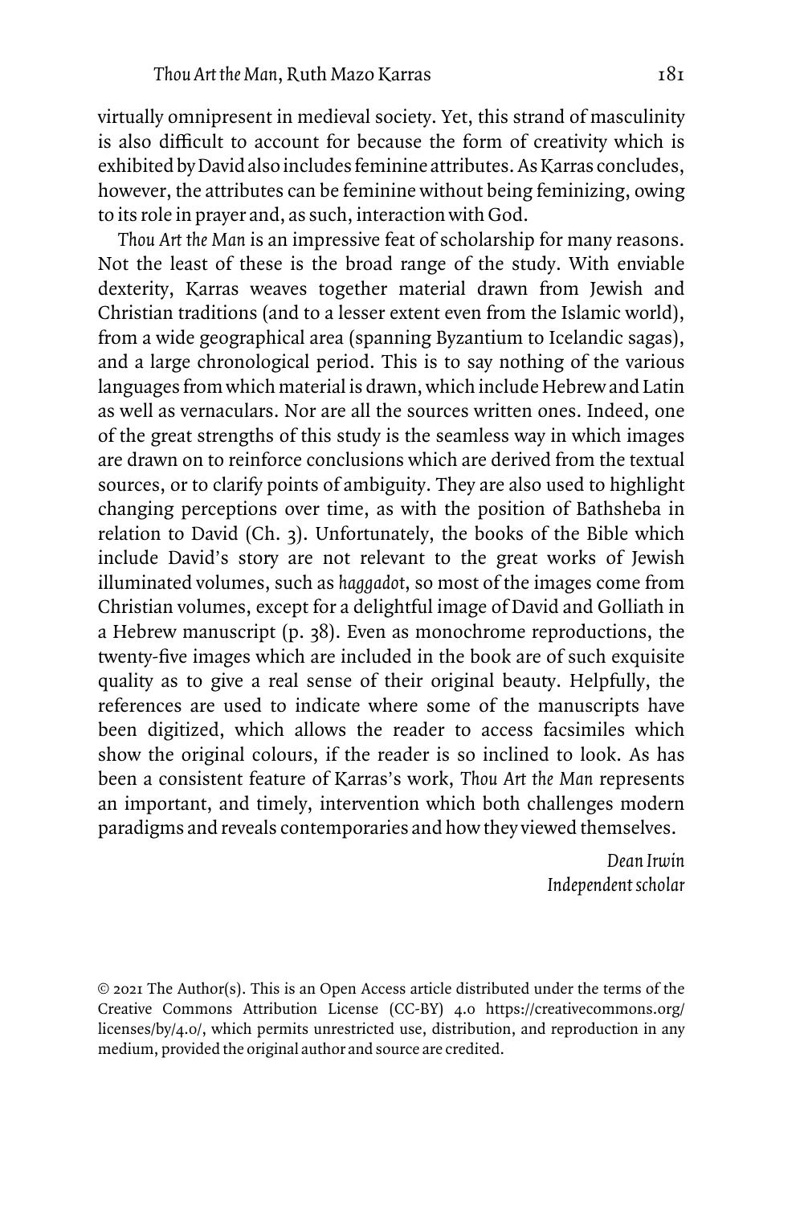virtually omnipresent in medieval society. Yet, this strand of masculinity is also difficult to account for because the form of creativity which is exhibited by David also includes feminine attributes. As Karras concludes, however, the attributes can be feminine without being feminizing, owing to its role in prayer and, as such, interaction with God.

*Thou Art the Man* is an impressive feat of scholarship for many reasons. Not the least of these is the broad range of the study. With enviable dexterity, Karras weaves together material drawn from Jewish and Christian traditions (and to a lesser extent even from the Islamic world), from a wide geographical area (spanning Byzantium to Icelandic sagas), and a large chronological period. This is to say nothing of the various languages from which material is drawn, which include Hebrew and Latin as well as vernaculars. Nor are all the sources written ones. Indeed, one of the great strengths of this study is the seamless way in which images are drawn on to reinforce conclusions which are derived from the textual sources, or to clarify points of ambiguity. They are also used to highlight changing perceptions over time, as with the position of Bathsheba in relation to David (Ch. 3). Unfortunately, the books of the Bible which include David's story are not relevant to the great works of Jewish illuminated volumes, such as *haggadot*, so most of the images come from Christian volumes, except for a delightful image of David and Golliath in a Hebrew manuscript (p. 38). Even as monochrome reproductions, the twenty-five images which are included in the book are of such exquisite quality as to give a real sense of their original beauty. Helpfully, the references are used to indicate where some of the manuscripts have been digitized, which allows the reader to access facsimiles which show the original colours, if the reader is so inclined to look. As has been a consistent feature of Karras's work, *Thou Art the Man* represents an important, and timely, intervention which both challenges modern paradigms and reveals contemporaries and how they viewed themselves.

*Dean Irwin*
*Independent scholar*

© 2021 The Author(s). This is an Open Access article distributed under the terms of the Creative Commons Attribution License (CC-BY) 4.0 https://creativecommons.org/licenses/by/4.0/, which permits unrestricted use, distribution, and reproduction in any medium, provided the original author and source are credited.